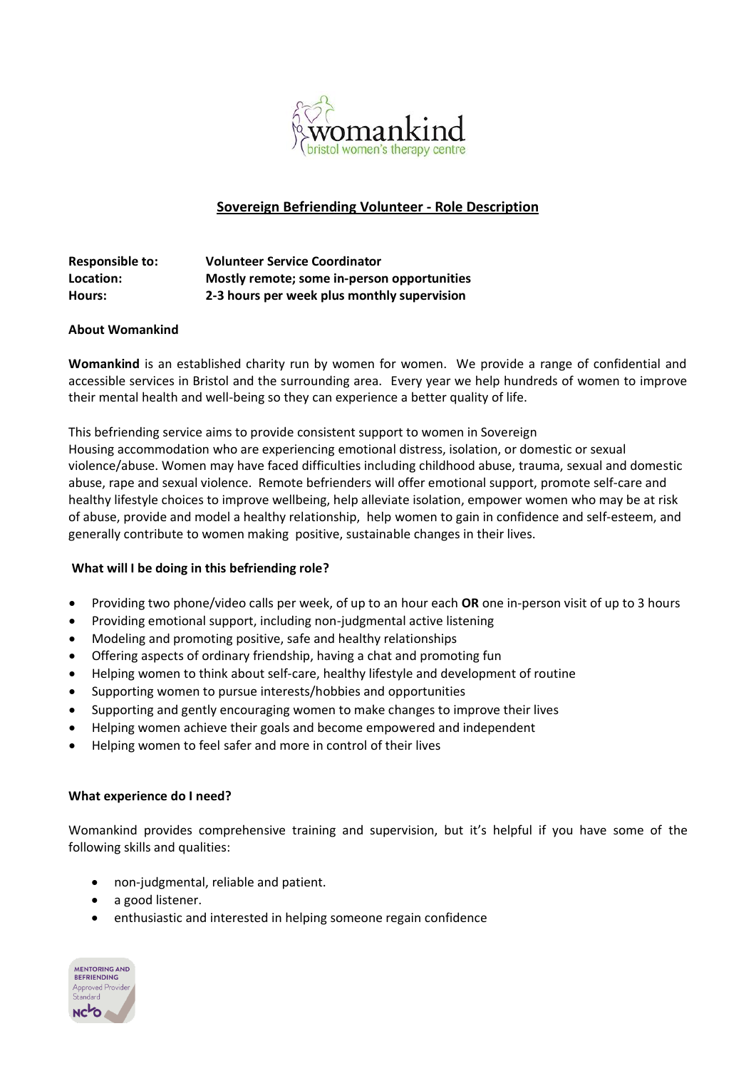## Sovereign Befriending Volunteer - Role Description

**Responsible to:** **Volunteer Service Coordinator**
**Location:** **Mostly remote; some in-person opportunities**
**Hours:** **2-3 hours per week plus monthly supervision**

### About Womankind

**Womankind** is an established charity run by women for women. We provide a range of confidential and accessible services in Bristol and the surrounding area. Every year we help hundreds of women to improve their mental health and well-being so they can experience a better quality of life.

This befriending service aims to provide consistent support to women in Sovereign Housing accommodation who are experiencing emotional distress, isolation, or domestic or sexual violence/abuse. Women may have faced difficulties including childhood abuse, trauma, sexual and domestic abuse, rape and sexual violence. Remote befrienders will offer emotional support, promote self-care and healthy lifestyle choices to improve wellbeing, help alleviate isolation, empower women who may be at risk of abuse, provide and model a healthy relationship, help women to gain in confidence and self-esteem, and generally contribute to women making positive, sustainable changes in their lives.

### What will I be doing in this befriending role?

- Providing two phone/video calls per week, of up to an hour each **OR** one in-person visit of up to 3 hours
- Providing emotional support, including non-judgmental active listening
- Modeling and promoting positive, safe and healthy relationships
- Offering aspects of ordinary friendship, having a chat and promoting fun
- Helping women to think about self-care, healthy lifestyle and development of routine
- Supporting women to pursue interests/hobbies and opportunities
- Supporting and gently encouraging women to make changes to improve their lives
- Helping women achieve their goals and become empowered and independent
- Helping women to feel safer and more in control of their lives

### What experience do I need?

Womankind provides comprehensive training and supervision, but it's helpful if you have some of the following skills and qualities:

- non-judgmental, reliable and patient.
- a good listener.
- enthusiastic and interested in helping someone regain confidence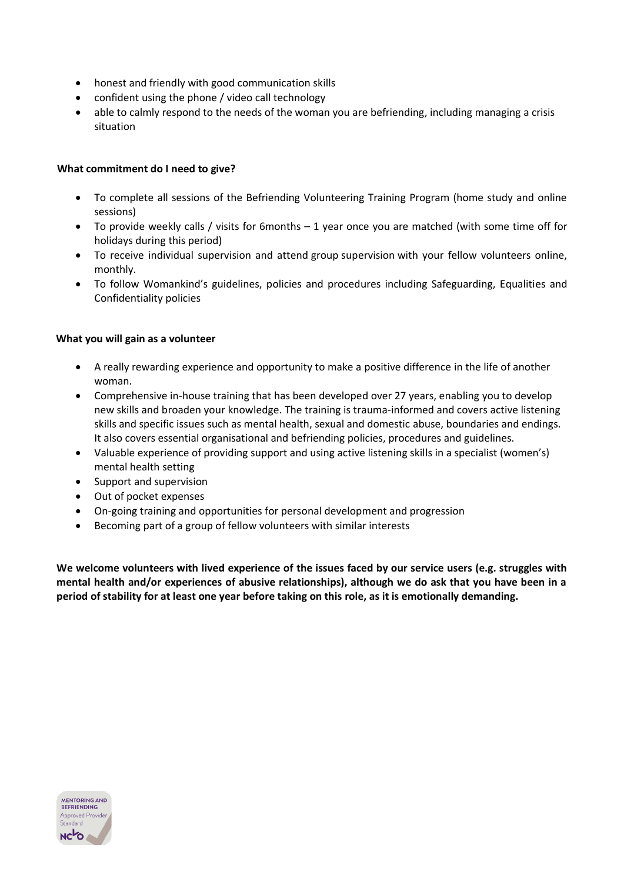- honest and friendly with good communication skills
- confident using the phone / video call technology
- able to calmly respond to the needs of the woman you are befriending, including managing a crisis situation

**What commitment do I need to give?**

- To complete all sessions of the Befriending Volunteering Training Program (home study and online sessions)
- To provide weekly calls / visits for 6months – 1 year once you are matched (with some time off for holidays during this period)
- To receive individual supervision and attend group supervision with your fellow volunteers online, monthly.
- To follow Womankind's guidelines, policies and procedures including Safeguarding, Equalities and Confidentiality policies

**What you will gain as a volunteer**

- A really rewarding experience and opportunity to make a positive difference in the life of another woman.
- Comprehensive in-house training that has been developed over 27 years, enabling you to develop new skills and broaden your knowledge. The training is trauma-informed and covers active listening skills and specific issues such as mental health, sexual and domestic abuse, boundaries and endings. It also covers essential organisational and befriending policies, procedures and guidelines.
- Valuable experience of providing support and using active listening skills in a specialist (women's) mental health setting
- Support and supervision
- Out of pocket expenses
- On-going training and opportunities for personal development and progression
- Becoming part of a group of fellow volunteers with similar interests

**We welcome volunteers with lived experience of the issues faced by our service users (e.g. struggles with mental health and/or experiences of abusive relationships), although we do ask that you have been in a period of stability for at least one year before taking on this role, as it is emotionally demanding.**

MENTORING AND BEFRIENDING Approved Provider Standard NCVO